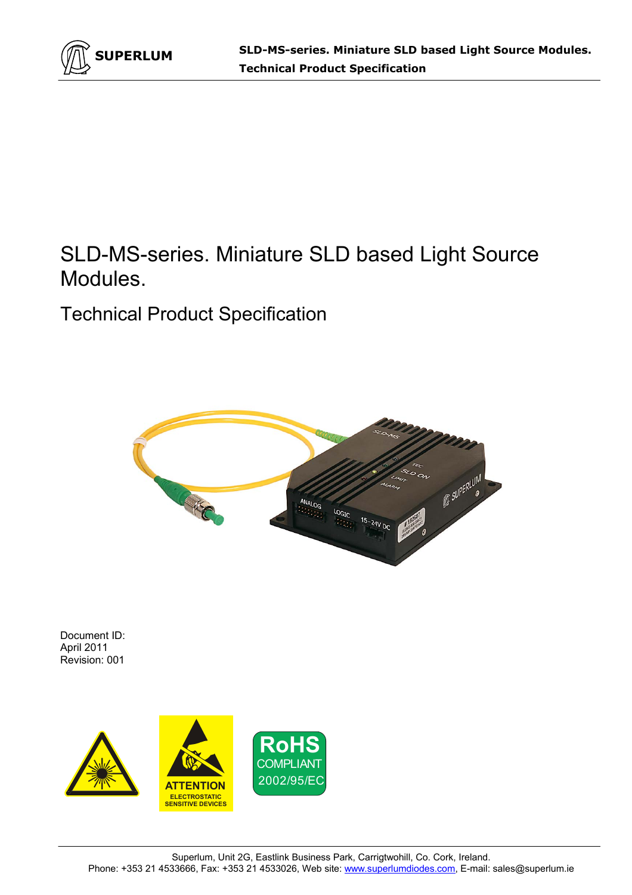# SLD-MS-series. Miniature SLD based Light Source Modules.

## Technical Product Specification

Document ID:
April 2011
Revision: 001

Superlum, Unit 2G, Eastlink Business Park, Carrigtwohill, Co. Cork, Ireland.
Phone: +353 21 4533666, Fax: +353 21 4533026, Web site: www.superlumdiodes.com, E-mail: sales@superlum.ie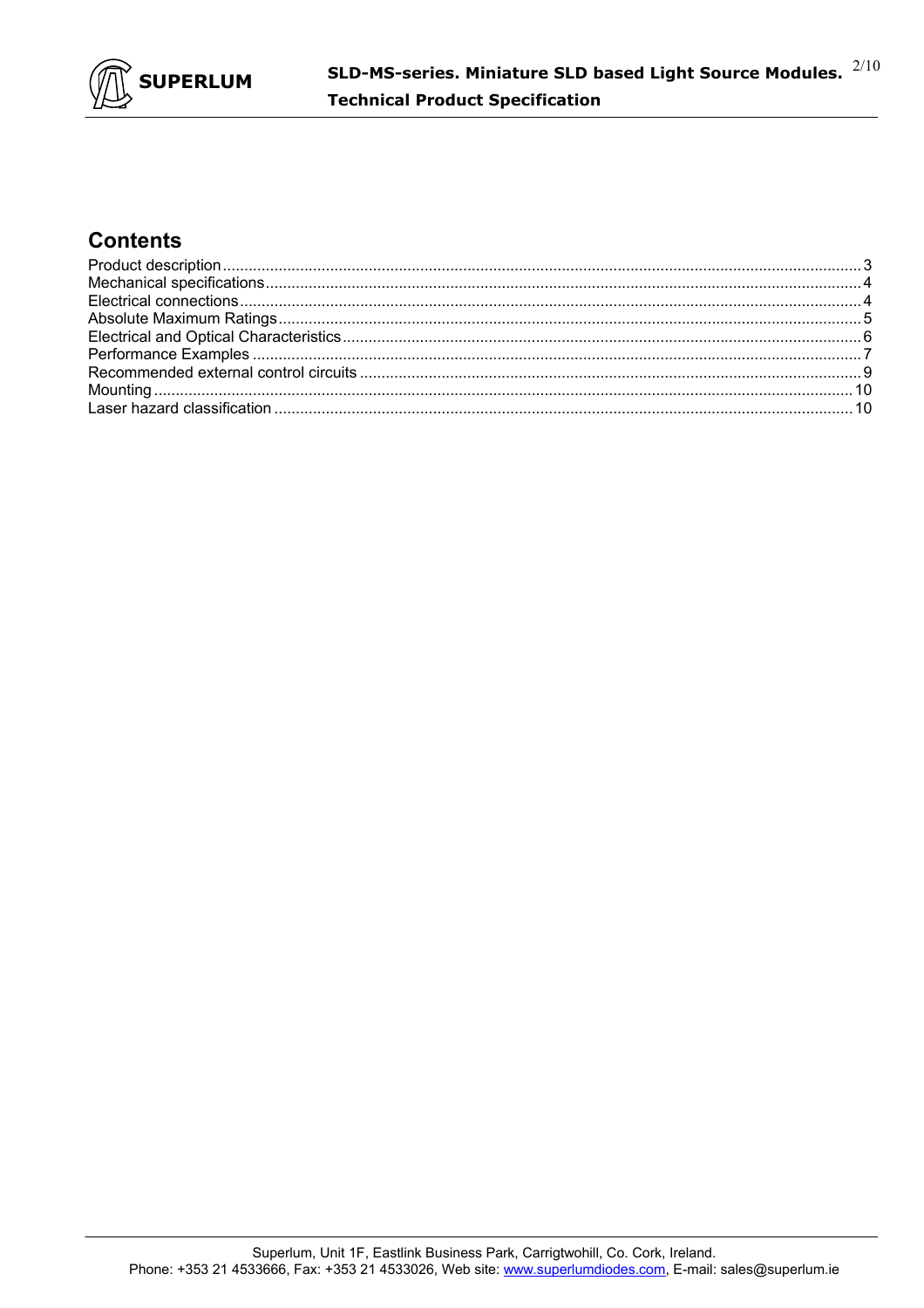## Contents

Product description ........................................................................ 3
Mechanical specifications ................................................................ 4
Electrical connections ...................................................................... 4
Absolute Maximum Ratings ............................................................. 5
Electrical and Optical Characteristics ............................................. 6
Performance Examples .................................................................... 7
Recommended external control circuits ........................................... 9
Mounting ........................................................................................ 10
Laser hazard classification ............................................................ 10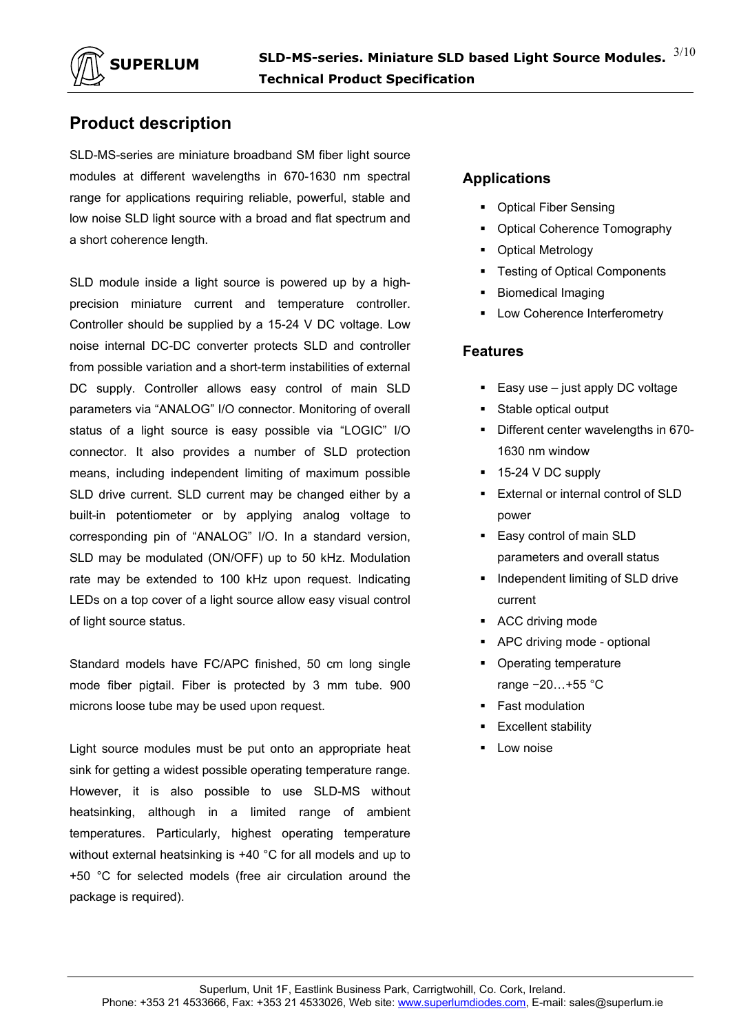# Product description

SLD-MS-series are miniature broadband SM fiber light source modules at different wavelengths in 670-1630 nm spectral range for applications requiring reliable, powerful, stable and low noise SLD light source with a broad and flat spectrum and a short coherence length.

SLD module inside a light source is powered up by a high-precision miniature current and temperature controller. Controller should be supplied by a 15-24 V DC voltage. Low noise internal DC-DC converter protects SLD and controller from possible variation and a short-term instabilities of external DC supply. Controller allows easy control of main SLD parameters via "ANALOG" I/O connector. Monitoring of overall status of a light source is easy possible via "LOGIC" I/O connector. It also provides a number of SLD protection means, including independent limiting of maximum possible SLD drive current. SLD current may be changed either by a built-in potentiometer or by applying analog voltage to corresponding pin of "ANALOG" I/O. In a standard version, SLD may be modulated (ON/OFF) up to 50 kHz. Modulation rate may be extended to 100 kHz upon request. Indicating LEDs on a top cover of a light source allow easy visual control of light source status.

Standard models have FC/APC finished, 50 cm long single mode fiber pigtail. Fiber is protected by 3 mm tube. 900 microns loose tube may be used upon request.

Light source modules must be put onto an appropriate heat sink for getting a widest possible operating temperature range. However, it is also possible to use SLD-MS without heatsinking, although in a limited range of ambient temperatures. Particularly, highest operating temperature without external heatsinking is +40 °C for all models and up to +50 °C for selected models (free air circulation around the package is required).

## Applications

- Optical Fiber Sensing
- Optical Coherence Tomography
- Optical Metrology
- Testing of Optical Components
- Biomedical Imaging
- Low Coherence Interferometry

## Features

- Easy use – just apply DC voltage
- Stable optical output
- Different center wavelengths in 670-1630 nm window
- 15-24 V DC supply
- External or internal control of SLD power
- Easy control of main SLD parameters and overall status
- Independent limiting of SLD drive current
- ACC driving mode
- APC driving mode - optional
- Operating temperature range −20…+55 °C
- Fast modulation
- Excellent stability
- Low noise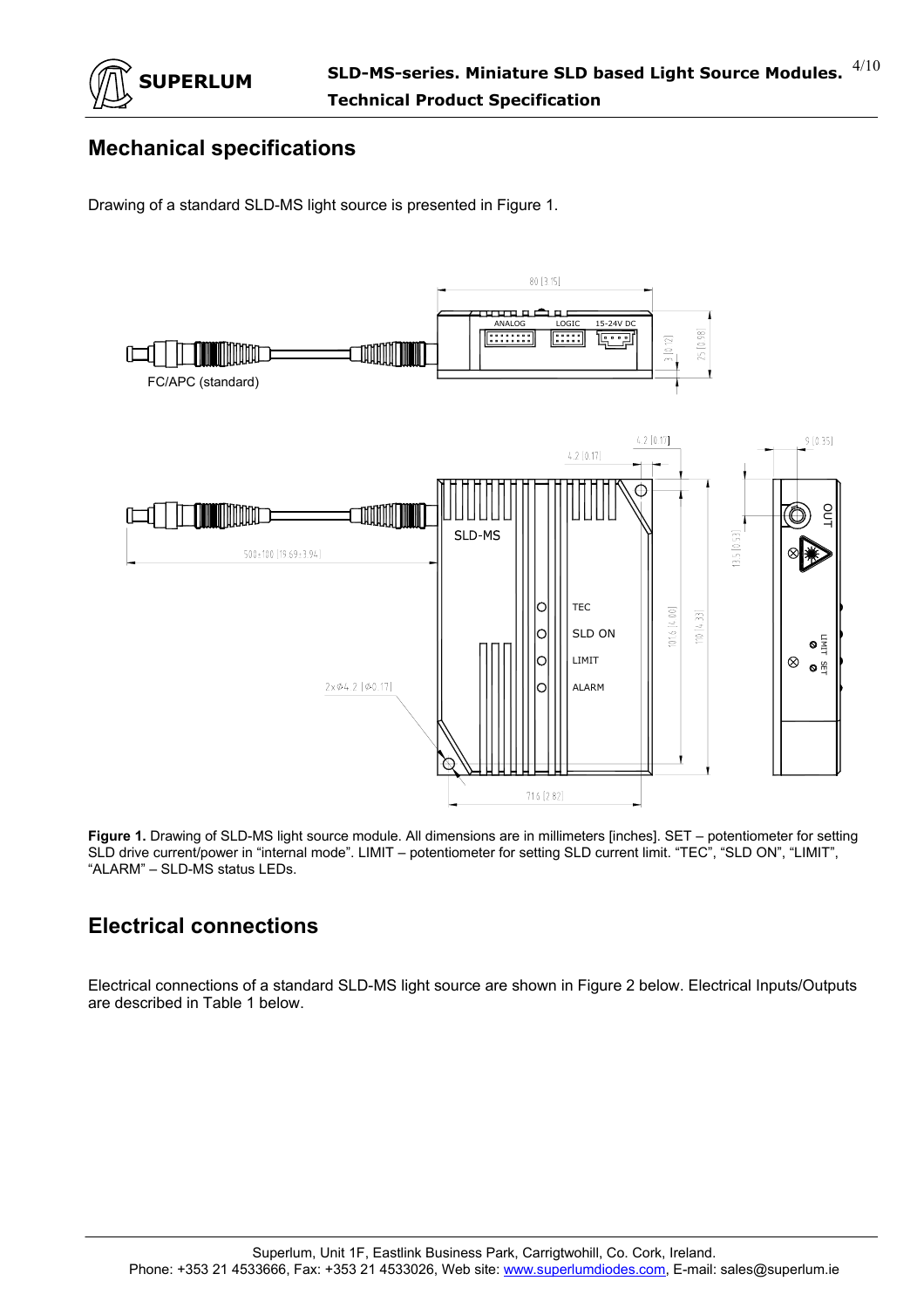## Mechanical specifications

Drawing of a standard SLD-MS light source is presented in Figure 1.

**Figure 1.** Drawing of SLD-MS light source module. All dimensions are in millimeters [inches]. SET – potentiometer for setting SLD drive current/power in "internal mode". LIMIT – potentiometer for setting SLD current limit. "TEC", "SLD ON", "LIMIT", "ALARM" – SLD-MS status LEDs.

## Electrical connections

Electrical connections of a standard SLD-MS light source are shown in Figure 2 below. Electrical Inputs/Outputs are described in Table 1 below.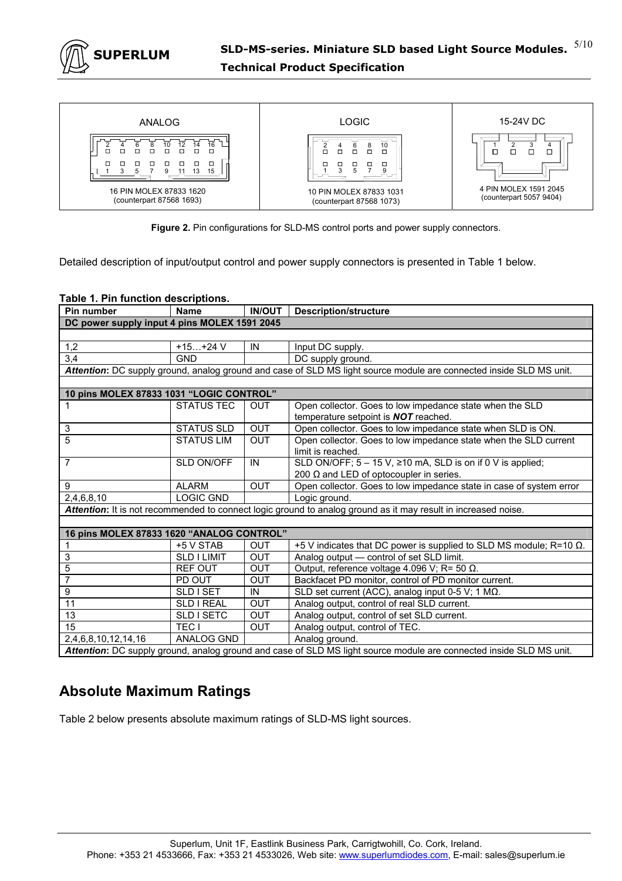| ANALOG | LOGIC | 15-24V DC |
|---|---|---|
| 16 PIN MOLEX 87833 1620 (counterpart 87568 1693) | 10 PIN MOLEX 87833 1031 (counterpart 87568 1073) | 4 PIN MOLEX 1591 2045 (counterpart 5057 9404) |

**Figure 2.** Pin configurations for SLD-MS control ports and power supply connectors.

Detailed description of input/output control and power supply connectors is presented in Table 1 below.

**Table 1. Pin function descriptions.**

| Pin number | Name | IN/OUT | Description/structure |
|---|---|---|---|
| **DC power supply input 4 pins MOLEX 1591 2045** | | | |
| 1,2 | +15…+24 V | IN | Input DC supply. |
| 3,4 | GND | | DC supply ground. |
| ***Attention*: DC supply ground, analog ground and case of SLD MS light source module are connected inside SLD MS unit.** | | | |
| **10 pins MOLEX 87833 1031 "LOGIC CONTROL"** | | | |
| 1 | STATUS TEC | OUT | Open collector. Goes to low impedance state when the SLD temperature setpoint is ***NOT*** reached. |
| 3 | STATUS SLD | OUT | Open collector. Goes to low impedance state when SLD is ON. |
| 5 | STATUS LIM | OUT | Open collector. Goes to low impedance state when the SLD current limit is reached. |
| 7 | SLD ON/OFF | IN | SLD ON/OFF; 5 – 15 V, ≥10 mA, SLD is on if 0 V is applied; 200 Ω and LED of optocoupler in series. |
| 9 | ALARM | OUT | Open collector. Goes to low impedance state in case of system error |
| 2,4,6,8,10 | LOGIC GND | | Logic ground. |
| ***Attention*: It is not recommended to connect logic ground to analog ground as it may result in increased noise.** | | | |
| **16 pins MOLEX 87833 1620 "ANALOG CONTROL"** | | | |
| 1 | +5 V STAB | OUT | +5 V indicates that DC power is supplied to SLD MS module; R=10 Ω. |
| 3 | SLD I LIMIT | OUT | Analog output — control of set SLD limit. |
| 5 | REF OUT | OUT | Output, reference voltage 4.096 V; R= 50 Ω. |
| 7 | PD OUT | OUT | Backfacet PD monitor, control of PD monitor current. |
| 9 | SLD I SET | IN | SLD set current (ACC), analog input 0-5 V; 1 MΩ. |
| 11 | SLD I REAL | OUT | Analog output, control of real SLD current. |
| 13 | SLD I SETC | OUT | Analog output, control of set SLD current. |
| 15 | TEC I | OUT | Analog output, control of TEC. |
| 2,4,6,8,10,12,14,16 | ANALOG GND | | Analog ground. |
| ***Attention*: DC supply ground, analog ground and case of SLD MS light source module are connected inside SLD MS unit.** | | | |

## Absolute Maximum Ratings

Table 2 below presents absolute maximum ratings of SLD-MS light sources.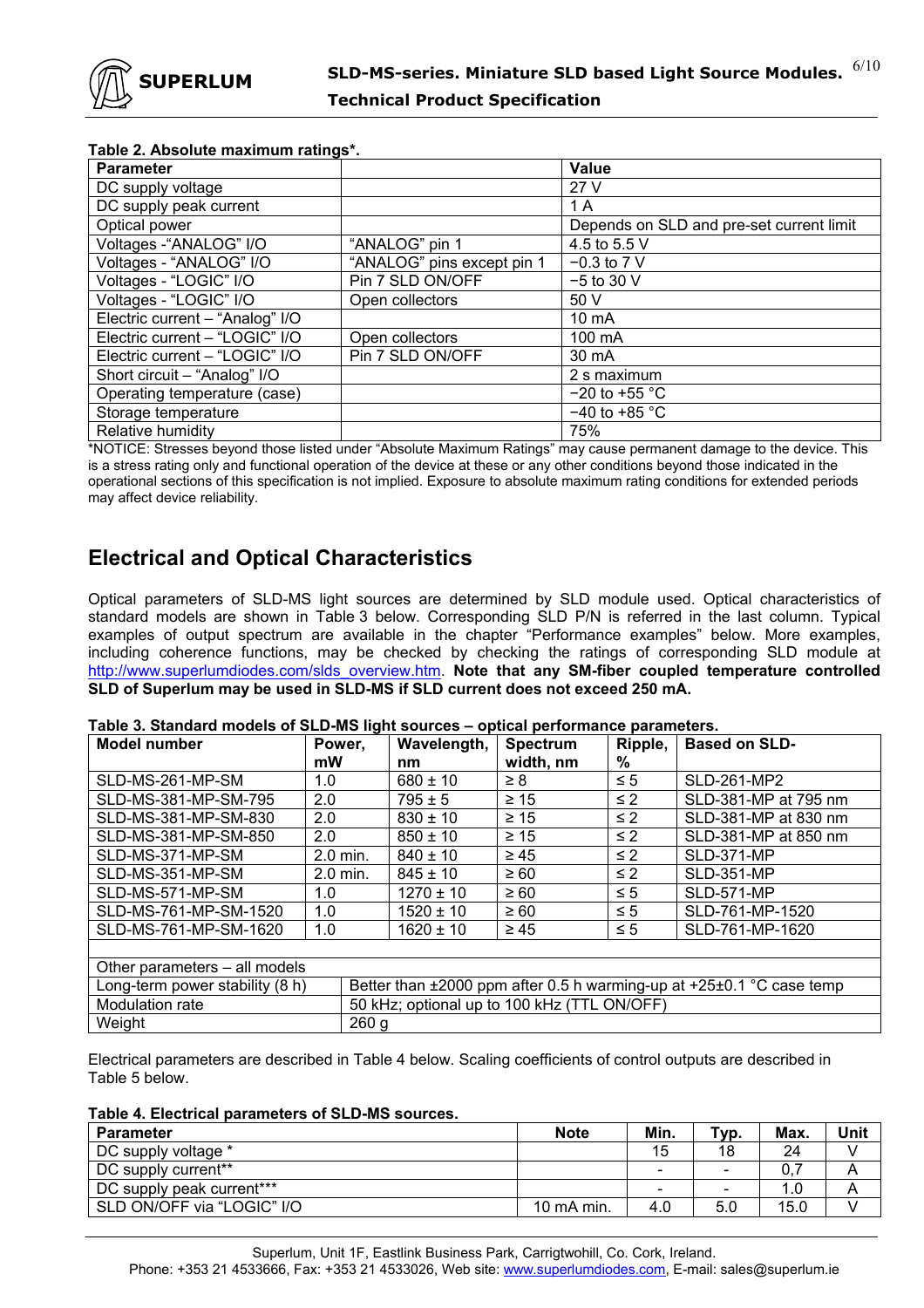**Table 2. Absolute maximum ratings*.**

| Parameter | | Value |
|---|---|---|
| DC supply voltage | | 27 V |
| DC supply peak current | | 1 A |
| Optical power | | Depends on SLD and pre-set current limit |
| Voltages -“ANALOG” I/O | “ANALOG” pin 1 | 4.5 to 5.5 V |
| Voltages - “ANALOG” I/O | “ANALOG” pins except pin 1 | −0.3 to 7 V |
| Voltages - “LOGIC” I/O | Pin 7 SLD ON/OFF | −5 to 30 V |
| Voltages - “LOGIC” I/O | Open collectors | 50 V |
| Electric current – “Analog” I/O | | 10 mA |
| Electric current – “LOGIC” I/O | Open collectors | 100 mA |
| Electric current – “LOGIC” I/O | Pin 7 SLD ON/OFF | 30 mA |
| Short circuit – “Analog” I/O | | 2 s maximum |
| Operating temperature (case) | | −20 to +55 °C |
| Storage temperature | | −40 to +85 °C |
| Relative humidity | | 75% |

*NOTICE: Stresses beyond those listed under “Absolute Maximum Ratings” may cause permanent damage to the device. This is a stress rating only and functional operation of the device at these or any other conditions beyond those indicated in the operational sections of this specification is not implied. Exposure to absolute maximum rating conditions for extended periods may affect device reliability.

## Electrical and Optical Characteristics

Optical parameters of SLD-MS light sources are determined by SLD module used. Optical characteristics of standard models are shown in Table 3 below. Corresponding SLD P/N is referred in the last column. Typical examples of output spectrum are available in the chapter “Performance examples” below. More examples, including coherence functions, may be checked by checking the ratings of corresponding SLD module at http://www.superlumdiodes.com/slds_overview.htm. **Note that any SM-fiber coupled temperature controlled SLD of Superlum may be used in SLD-MS if SLD current does not exceed 250 mA.**

**Table 3. Standard models of SLD-MS light sources – optical performance parameters.**

| Model number | Power, mW | Wavelength, nm | Spectrum width, nm | Ripple, % | Based on SLD- |
|---|---|---|---|---|---|
| SLD-MS-261-MP-SM | 1.0 | 680 ± 10 | ≥ 8 | ≤ 5 | SLD-261-MP2 |
| SLD-MS-381-MP-SM-795 | 2.0 | 795 ± 5 | ≥ 15 | ≤ 2 | SLD-381-MP at 795 nm |
| SLD-MS-381-MP-SM-830 | 2.0 | 830 ± 10 | ≥ 15 | ≤ 2 | SLD-381-MP at 830 nm |
| SLD-MS-381-MP-SM-850 | 2.0 | 850 ± 10 | ≥ 15 | ≤ 2 | SLD-381-MP at 850 nm |
| SLD-MS-371-MP-SM | 2.0 min. | 840 ± 10 | ≥ 45 | ≤ 2 | SLD-371-MP |
| SLD-MS-351-MP-SM | 2.0 min. | 845 ± 10 | ≥ 60 | ≤ 2 | SLD-351-MP |
| SLD-MS-571-MP-SM | 1.0 | 1270 ± 10 | ≥ 60 | ≤ 5 | SLD-571-MP |
| SLD-MS-761-MP-SM-1520 | 1.0 | 1520 ± 10 | ≥ 60 | ≤ 5 | SLD-761-MP-1520 |
| SLD-MS-761-MP-SM-1620 | 1.0 | 1620 ± 10 | ≥ 45 | ≤ 5 | SLD-761-MP-1620 |
| | | | | | |
| Other parameters – all models | | | | | |
| Long-term power stability (8 h) | Better than ±2000 ppm after 0.5 h warming-up at +25±0.1 °C case temp | | | | |
| Modulation rate | 50 kHz; optional up to 100 kHz (TTL ON/OFF) | | | | |
| Weight | 260 g | | | | |

Electrical parameters are described in Table 4 below. Scaling coefficients of control outputs are described in Table 5 below.

**Table 4. Electrical parameters of SLD-MS sources.**

| Parameter | Note | Min. | Typ. | Max. | Unit |
|---|---|---|---|---|---|
| DC supply voltage * | | 15 | 18 | 24 | V |
| DC supply current** | | - | - | 0,7 | A |
| DC supply peak current*** | | - | - | 1.0 | A |
| SLD ON/OFF via “LOGIC” I/O | 10 mA min. | 4.0 | 5.0 | 15.0 | V |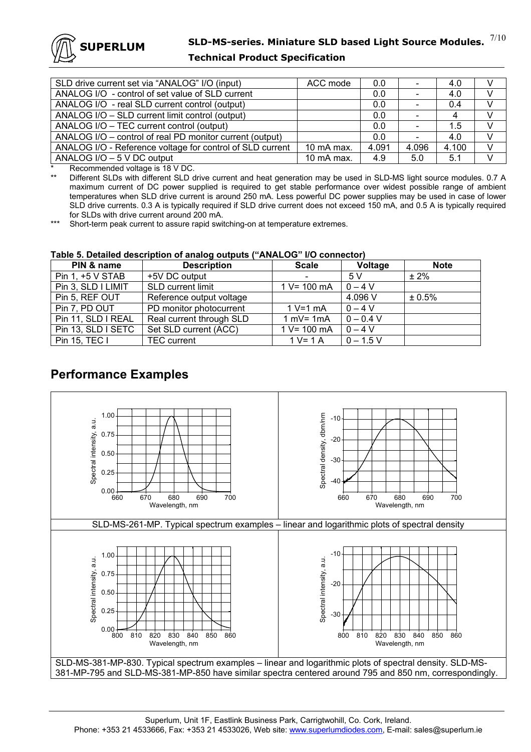| SLD drive current set via "ANALOG" I/O (input) | ACC mode | 0.0 | - | 4.0 | V |
|---|---|---|---|---|---|
| ANALOG I/O - control of set value of SLD current | | 0.0 | - | 4.0 | V |
| ANALOG I/O - real SLD current control (output) | | 0.0 | - | 0.4 | V |
| ANALOG I/O – SLD current limit control (output) | | 0.0 | - | 4 | V |
| ANALOG I/O – TEC current control (output) | | 0.0 | - | 1.5 | V |
| ANALOG I/O – control of real PD monitor current (output) | | 0.0 | - | 4.0 | V |
| ANALOG I/O - Reference voltage for control of SLD current | 10 mA max. | 4.091 | 4.096 | 4.100 | V |
| ANALOG I/O – 5 V DC output | 10 mA max. | 4.9 | 5.0 | 5.1 | V |

\* Recommended voltage is 18 V DC.

\*\* Different SLDs with different SLD drive current and heat generation may be used in SLD-MS light source modules. 0.7 A maximum current of DC power supplied is required to get stable performance over widest possible range of ambient temperatures when SLD drive current is around 250 mA. Less powerful DC power supplies may be used in case of lower SLD drive currents. 0.3 A is typically required if SLD drive current does not exceed 150 mA, and 0.5 A is typically required for SLDs with drive current around 200 mA.

\*\*\* Short-term peak current to assure rapid switching-on at temperature extremes.

**Table 5. Detailed description of analog outputs ("ANALOG" I/O connector)**

| PIN & name | Description | Scale | Voltage | Note |
|---|---|---|---|---|
| Pin 1, +5 V STAB | +5V DC output | - | 5 V | ± 2% |
| Pin 3, SLD I LIMIT | SLD current limit | 1 V= 100 mA | 0 – 4 V | |
| Pin 5, REF OUT | Reference output voltage | | 4.096 V | ± 0.5% |
| Pin 7, PD OUT | PD monitor photocurrent | 1 V=1 mA | 0 – 4 V | |
| Pin 11, SLD I REAL | Real current through SLD | 1 mV= 1mA | 0 – 0.4 V | |
| Pin 13, SLD I SETC | Set SLD current (ACC) | 1 V= 100 mA | 0 – 4 V | |
| Pin 15, TEC I | TEC current | 1 V= 1 A | 0 – 1.5 V | |

## Performance Examples

SLD-MS-261-MP. Typical spectrum examples – linear and logarithmic plots of spectral density

SLD-MS-381-MP-830. Typical spectrum examples – linear and logarithmic plots of spectral density. SLD-MS-381-MP-795 and SLD-MS-381-MP-850 have similar spectra centered around 795 and 850 nm, correspondingly.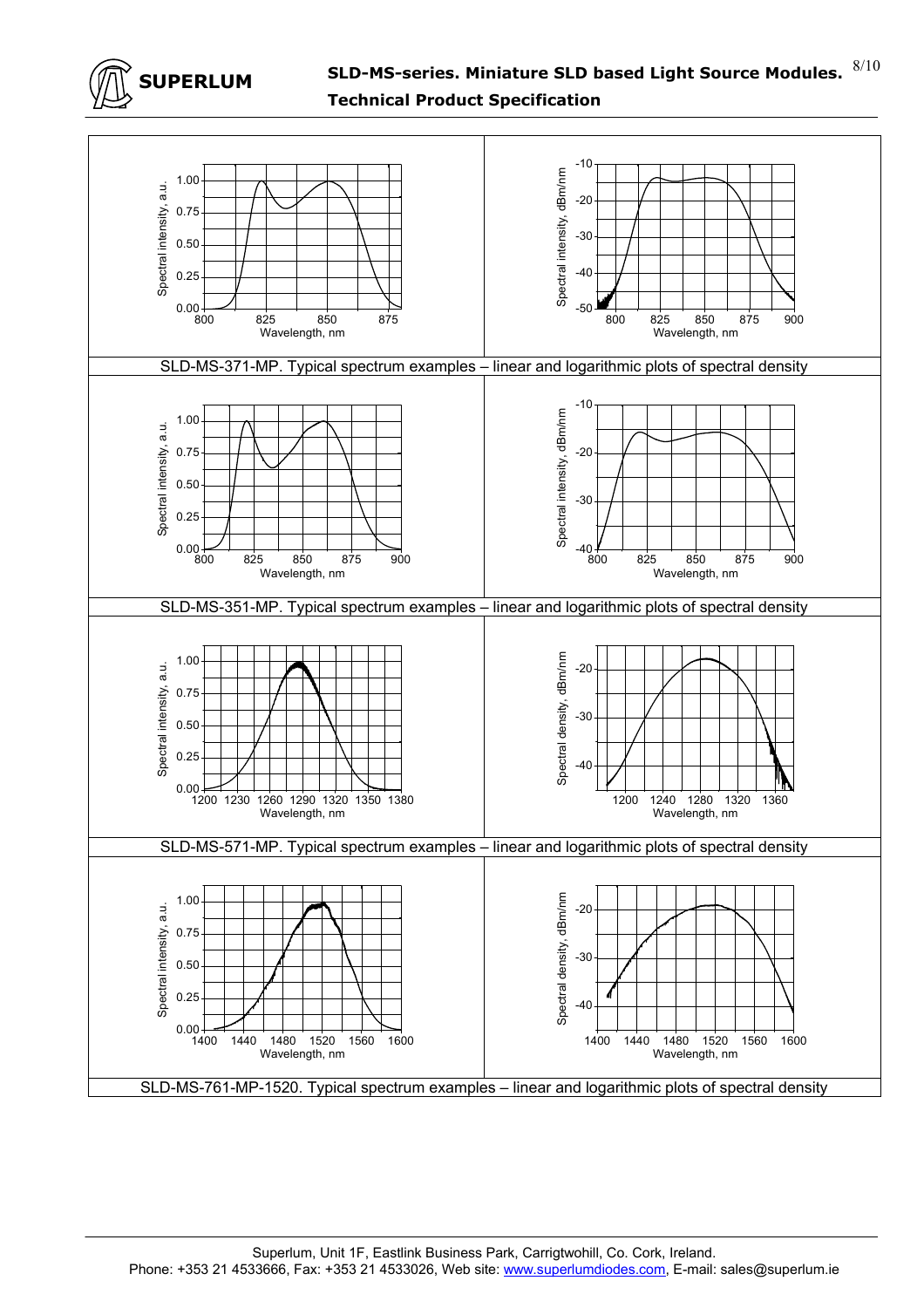SLD-MS-371-MP. Typical spectrum examples – linear and logarithmic plots of spectral density

SLD-MS-351-MP. Typical spectrum examples – linear and logarithmic plots of spectral density

SLD-MS-571-MP. Typical spectrum examples – linear and logarithmic plots of spectral density

SLD-MS-761-MP-1520. Typical spectrum examples – linear and logarithmic plots of spectral density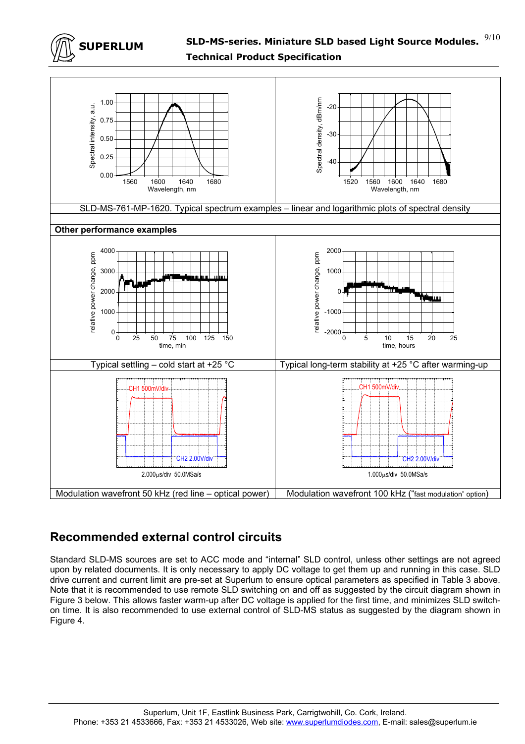SLD-MS-761-MP-1620. Typical spectrum examples – linear and logarithmic plots of spectral density

**Other performance examples**

| Typical settling – cold start at +25 °C | Typical long-term stability at +25 °C after warming-up |
|---|---|
| Modulation wavefront 50 kHz (red line – optical power) | Modulation wavefront 100 kHz (“fast modulation” option) |

## Recommended external control circuits

Standard SLD-MS sources are set to ACC mode and “internal” SLD control, unless other settings are not agreed upon by related documents. It is only necessary to apply DC voltage to get them up and running in this case. SLD drive current and current limit are pre-set at Superlum to ensure optical parameters as specified in Table 3 above. Note that it is recommended to use remote SLD switching on and off as suggested by the circuit diagram shown in Figure 3 below. This allows faster warm-up after DC voltage is applied for the first time, and minimizes SLD switch-on time. It is also recommended to use external control of SLD-MS status as suggested by the diagram shown in Figure 4.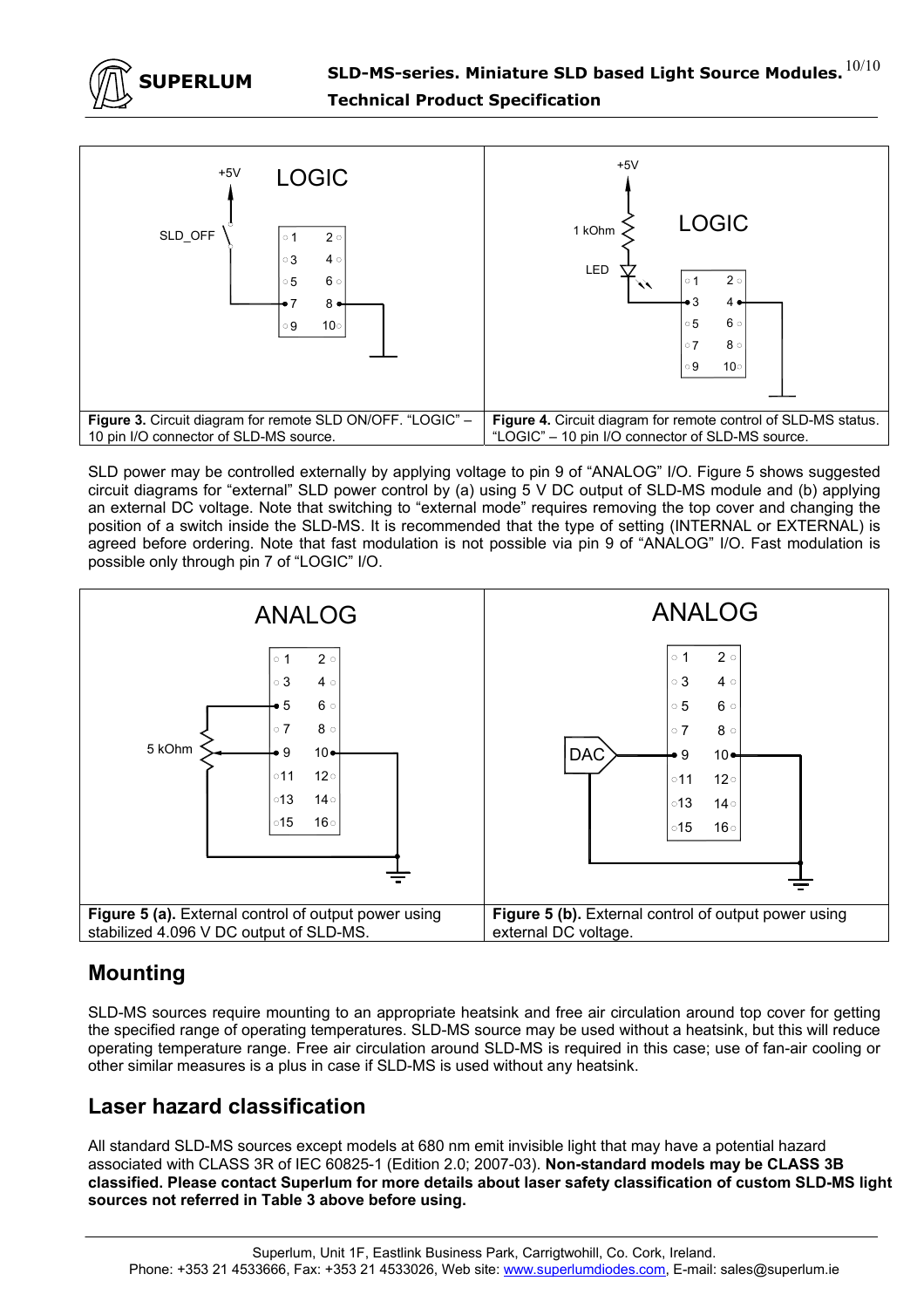LOGIC

+5V

SLD_OFF

1 2
3 4
5 6
7 8
9 10

Figure 3. Circuit diagram for remote SLD ON/OFF. “LOGIC” – 10 pin I/O connector of SLD-MS source.

+5V

1 kOhm

LOGIC

LED

1 2
3 4
5 6
7 8
9 10

Figure 4. Circuit diagram for remote control of SLD-MS status. “LOGIC” – 10 pin I/O connector of SLD-MS source.

SLD power may be controlled externally by applying voltage to pin 9 of “ANALOG” I/O. Figure 5 shows suggested circuit diagrams for “external” SLD power control by (a) using 5 V DC output of SLD-MS module and (b) applying an external DC voltage. Note that switching to “external mode” requires removing the top cover and changing the position of a switch inside the SLD-MS. It is recommended that the type of setting (INTERNAL or EXTERNAL) is agreed before ordering. Note that fast modulation is not possible via pin 9 of “ANALOG” I/O. Fast modulation is possible only through pin 7 of “LOGIC” I/O.

ANALOG

5 kOhm

1 2
3 4
5 6
7 8
9 10
11 12
13 14
15 16

**Figure 5 (a).** External control of output power using stabilized 4.096 V DC output of SLD-MS.

ANALOG

DAC

1 2
3 4
5 6
7 8
9 10
11 12
13 14
15 16

**Figure 5 (b).** External control of output power using external DC voltage.

## Mounting

SLD-MS sources require mounting to an appropriate heatsink and free air circulation around top cover for getting the specified range of operating temperatures. SLD-MS source may be used without a heatsink, but this will reduce operating temperature range. Free air circulation around SLD-MS is required in this case; use of fan-air cooling or other similar measures is a plus in case if SLD-MS is used without any heatsink.

## Laser hazard classification

All standard SLD-MS sources except models at 680 nm emit invisible light that may have a potential hazard associated with CLASS 3R of IEC 60825-1 (Edition 2.0; 2007-03). **Non-standard models may be CLASS 3B classified. Please contact Superlum for more details about laser safety classification of custom SLD-MS light sources not referred in Table 3 above before using.**